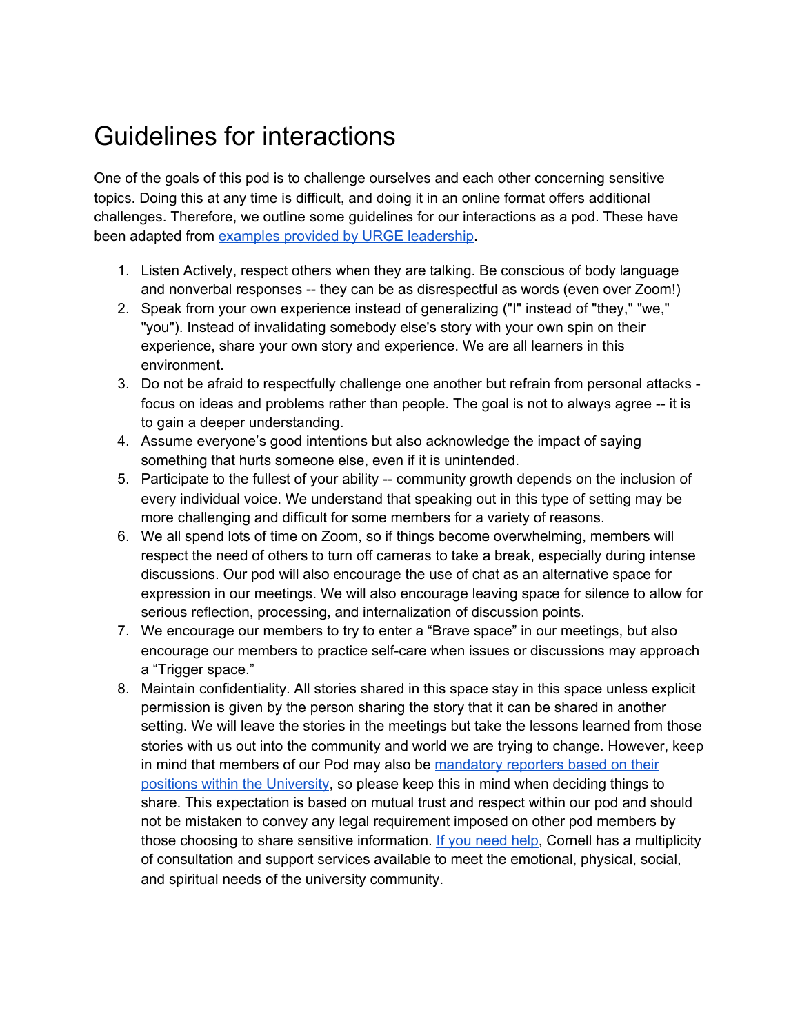# Guidelines for interactions

One of the goals of this pod is to challenge ourselves and each other concerning sensitive topics. Doing this at any time is difficult, and doing it in an online format offers additional challenges. Therefore, we outline some guidelines for our interactions as a pod. These have been adapted from examples provided by URGE leadership.

1. Listen Actively, respect others when they are talking. Be conscious of body language and nonverbal responses -- they can be as disrespectful as words (even over Zoom!)
2. Speak from your own experience instead of generalizing ("I" instead of "they," "we," "you"). Instead of invalidating somebody else's story with your own spin on their experience, share your own story and experience. We are all learners in this environment.
3. Do not be afraid to respectfully challenge one another but refrain from personal attacks - focus on ideas and problems rather than people. The goal is not to always agree -- it is to gain a deeper understanding.
4. Assume everyone's good intentions but also acknowledge the impact of saying something that hurts someone else, even if it is unintended.
5. Participate to the fullest of your ability -- community growth depends on the inclusion of every individual voice. We understand that speaking out in this type of setting may be more challenging and difficult for some members for a variety of reasons.
6. We all spend lots of time on Zoom, so if things become overwhelming, members will respect the need of others to turn off cameras to take a break, especially during intense discussions. Our pod will also encourage the use of chat as an alternative space for expression in our meetings. We will also encourage leaving space for silence to allow for serious reflection, processing, and internalization of discussion points.
7. We encourage our members to try to enter a "Brave space" in our meetings, but also encourage our members to practice self-care when issues or discussions may approach a "Trigger space."
8. Maintain confidentiality. All stories shared in this space stay in this space unless explicit permission is given by the person sharing the story that it can be shared in another setting. We will leave the stories in the meetings but take the lessons learned from those stories with us out into the community and world we are trying to change. However, keep in mind that members of our Pod may also be mandatory reporters based on their positions within the University, so please keep this in mind when deciding things to share. This expectation is based on mutual trust and respect within our pod and should not be mistaken to convey any legal requirement imposed on other pod members by those choosing to share sensitive information. If you need help, Cornell has a multiplicity of consultation and support services available to meet the emotional, physical, social, and spiritual needs of the university community.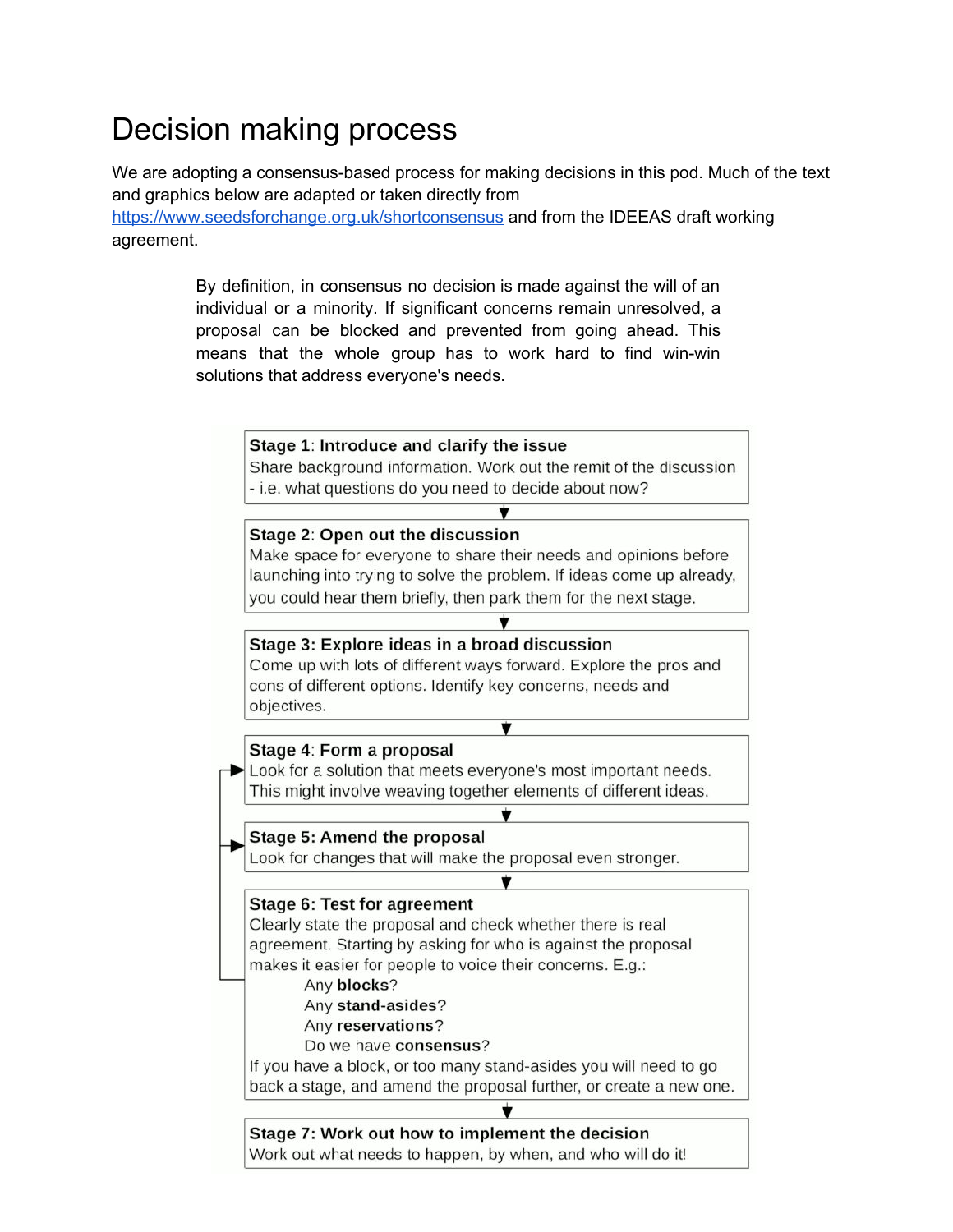# Decision making process

We are adopting a consensus-based process for making decisions in this pod. Much of the text and graphics below are adapted or taken directly from https://www.seedsforchange.org.uk/shortconsensus and from the IDEEAS draft working agreement.

> By definition, in consensus no decision is made against the will of an individual or a minority. If significant concerns remain unresolved, a proposal can be blocked and prevented from going ahead. This means that the whole group has to work hard to find win-win solutions that address everyone's needs.

**Stage 1**: **Introduce and clarify the issue**
Share background information. Work out the remit of the discussion - i.e. what questions do you need to decide about now?

**Stage 2**: **Open out the discussion**
Make space for everyone to share their needs and opinions before launching into trying to solve the problem. If ideas come up already, you could hear them briefly, then park them for the next stage.

**Stage 3: Explore ideas in a broad discussion**
Come up with lots of different ways forward. Explore the pros and cons of different options. Identify key concerns, needs and objectives.

**Stage 4**: **Form a proposal**
Look for a solution that meets everyone's most important needs. This might involve weaving together elements of different ideas.

**Stage 5: Amend the proposal**
Look for changes that will make the proposal even stronger.

**Stage 6: Test for agreement**
Clearly state the proposal and check whether there is real agreement. Starting by asking for who is against the proposal makes it easier for people to voice their concerns. E.g.:

- Any **blocks**?
- Any **stand-asides**?
- Any **reservations**?
- Do we have **consensus**?

If you have a block, or too many stand-asides you will need to go back a stage, and amend the proposal further, or create a new one.

**Stage 7: Work out how to implement the decision**
Work out what needs to happen, by when, and who will do it!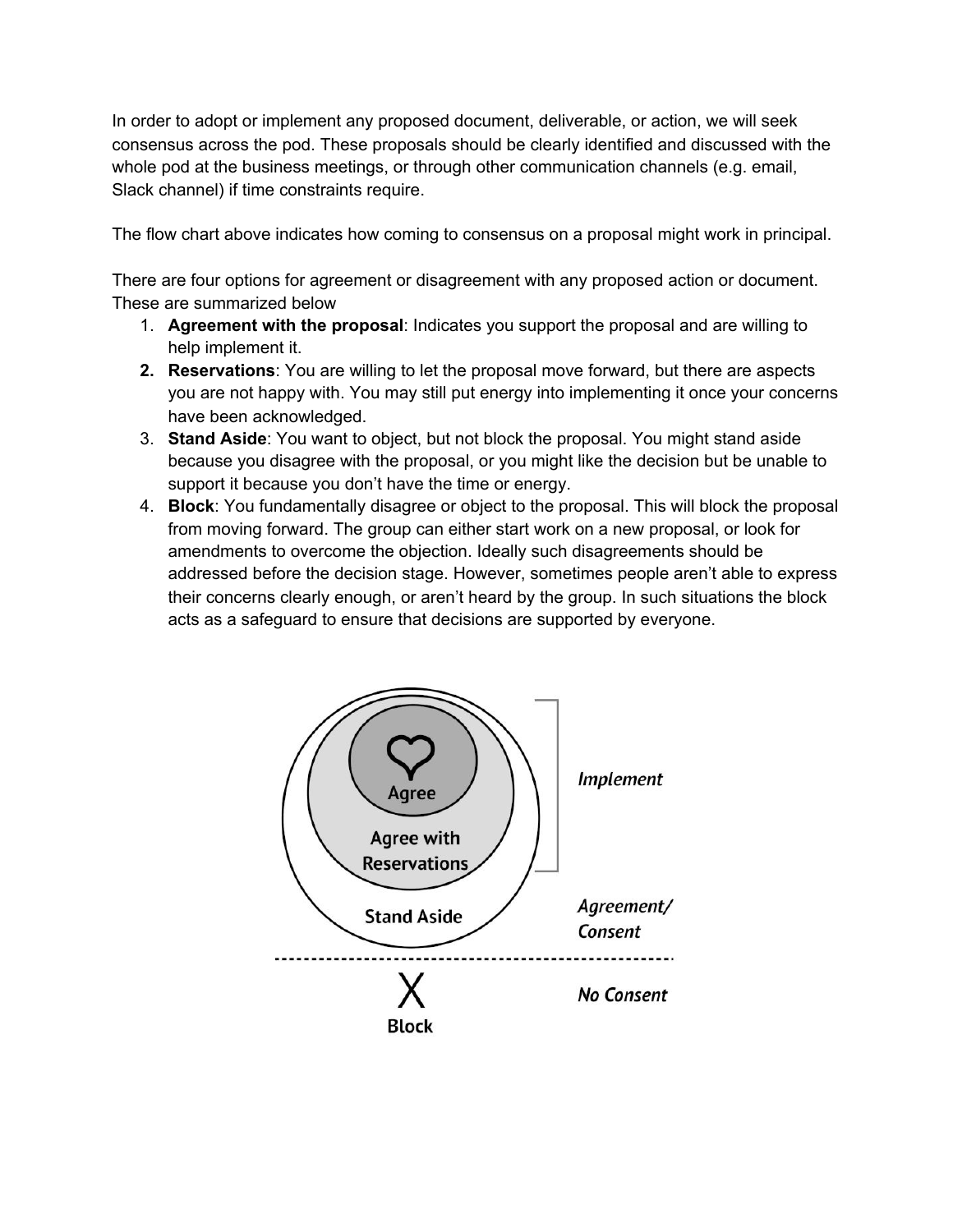In order to adopt or implement any proposed document, deliverable, or action, we will seek consensus across the pod. These proposals should be clearly identified and discussed with the whole pod at the business meetings, or through other communication channels (e.g. email, Slack channel) if time constraints require.

The flow chart above indicates how coming to consensus on a proposal might work in principal.

There are four options for agreement or disagreement with any proposed action or document. These are summarized below

1. **Agreement with the proposal**: Indicates you support the proposal and are willing to help implement it.
2. **Reservations**: You are willing to let the proposal move forward, but there are aspects you are not happy with. You may still put energy into implementing it once your concerns have been acknowledged.
3. **Stand Aside**: You want to object, but not block the proposal. You might stand aside because you disagree with the proposal, or you might like the decision but be unable to support it because you don't have the time or energy.
4. **Block**: You fundamentally disagree or object to the proposal. This will block the proposal from moving forward. The group can either start work on a new proposal, or look for amendments to overcome the objection. Ideally such disagreements should be addressed before the decision stage. However, sometimes people aren't able to express their concerns clearly enough, or aren't heard by the group. In such situations the block acts as a safeguard to ensure that decisions are supported by everyone.

Agree

Agree with Reservations

Stand Aside

Block

*Implement*

*Agreement/ Consent*

*No Consent*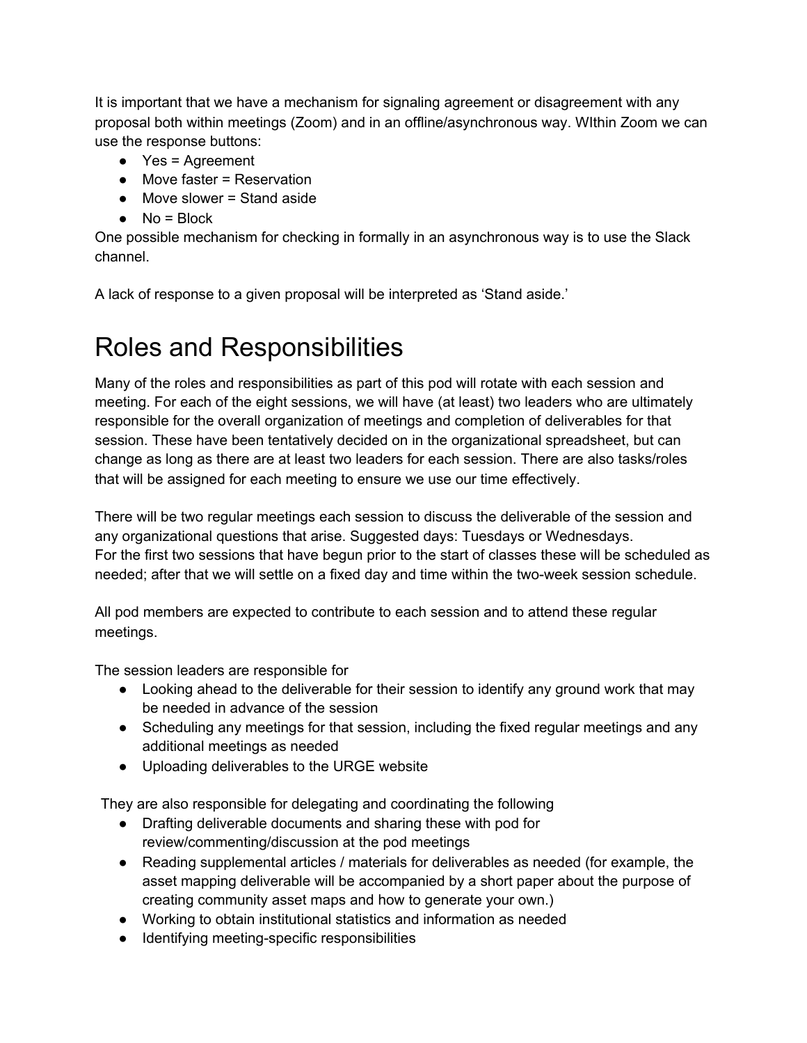It is important that we have a mechanism for signaling agreement or disagreement with any proposal both within meetings (Zoom) and in an offline/asynchronous way. WIthin Zoom we can use the response buttons:

- Yes = Agreement
- Move faster = Reservation
- Move slower = Stand aside
- No = Block

One possible mechanism for checking in formally in an asynchronous way is to use the Slack channel.

A lack of response to a given proposal will be interpreted as 'Stand aside.'

# Roles and Responsibilities

Many of the roles and responsibilities as part of this pod will rotate with each session and meeting. For each of the eight sessions, we will have (at least) two leaders who are ultimately responsible for the overall organization of meetings and completion of deliverables for that session. These have been tentatively decided on in the organizational spreadsheet, but can change as long as there are at least two leaders for each session. There are also tasks/roles that will be assigned for each meeting to ensure we use our time effectively.

There will be two regular meetings each session to discuss the deliverable of the session and any organizational questions that arise. Suggested days: Tuesdays or Wednesdays.
For the first two sessions that have begun prior to the start of classes these will be scheduled as needed; after that we will settle on a fixed day and time within the two-week session schedule.

All pod members are expected to contribute to each session and to attend these regular meetings.

The session leaders are responsible for

- Looking ahead to the deliverable for their session to identify any ground work that may be needed in advance of the session
- Scheduling any meetings for that session, including the fixed regular meetings and any additional meetings as needed
- Uploading deliverables to the URGE website

They are also responsible for delegating and coordinating the following

- Drafting deliverable documents and sharing these with pod for review/commenting/discussion at the pod meetings
- Reading supplemental articles / materials for deliverables as needed (for example, the asset mapping deliverable will be accompanied by a short paper about the purpose of creating community asset maps and how to generate your own.)
- Working to obtain institutional statistics and information as needed
- Identifying meeting-specific responsibilities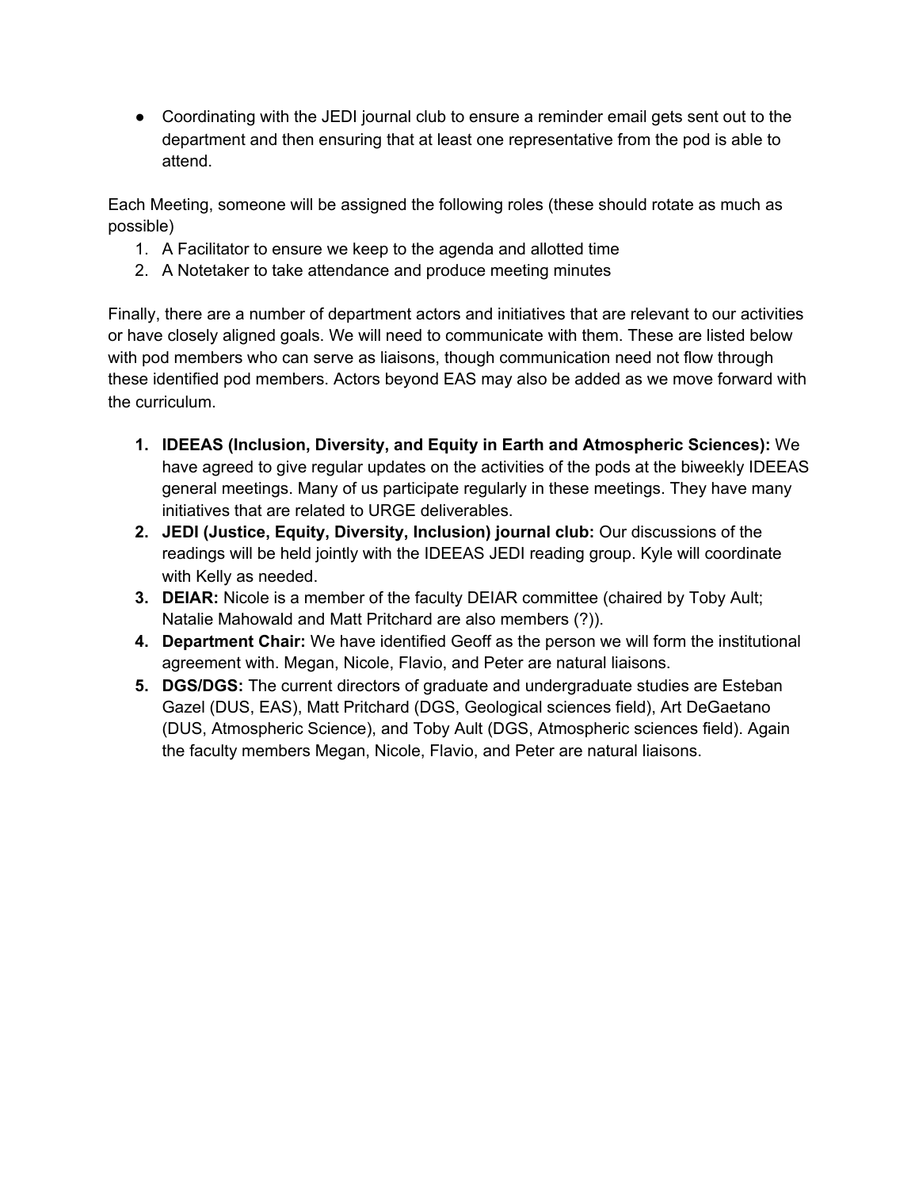- Coordinating with the JEDI journal club to ensure a reminder email gets sent out to the department and then ensuring that at least one representative from the pod is able to attend.

Each Meeting, someone will be assigned the following roles (these should rotate as much as possible)

1. A Facilitator to ensure we keep to the agenda and allotted time
2. A Notetaker to take attendance and produce meeting minutes

Finally, there are a number of department actors and initiatives that are relevant to our activities or have closely aligned goals. We will need to communicate with them. These are listed below with pod members who can serve as liaisons, though communication need not flow through these identified pod members. Actors beyond EAS may also be added as we move forward with the curriculum.

1. **IDEEAS (Inclusion, Diversity, and Equity in Earth and Atmospheric Sciences):** We have agreed to give regular updates on the activities of the pods at the biweekly IDEEAS general meetings. Many of us participate regularly in these meetings. They have many initiatives that are related to URGE deliverables.
2. **JEDI (Justice, Equity, Diversity, Inclusion) journal club:** Our discussions of the readings will be held jointly with the IDEEAS JEDI reading group. Kyle will coordinate with Kelly as needed.
3. **DEIAR:** Nicole is a member of the faculty DEIAR committee (chaired by Toby Ault; Natalie Mahowald and Matt Pritchard are also members (?)).
4. **Department Chair:** We have identified Geoff as the person we will form the institutional agreement with. Megan, Nicole, Flavio, and Peter are natural liaisons.
5. **DGS/DGS:** The current directors of graduate and undergraduate studies are Esteban Gazel (DUS, EAS), Matt Pritchard (DGS, Geological sciences field), Art DeGaetano (DUS, Atmospheric Science), and Toby Ault (DGS, Atmospheric sciences field). Again the faculty members Megan, Nicole, Flavio, and Peter are natural liaisons.